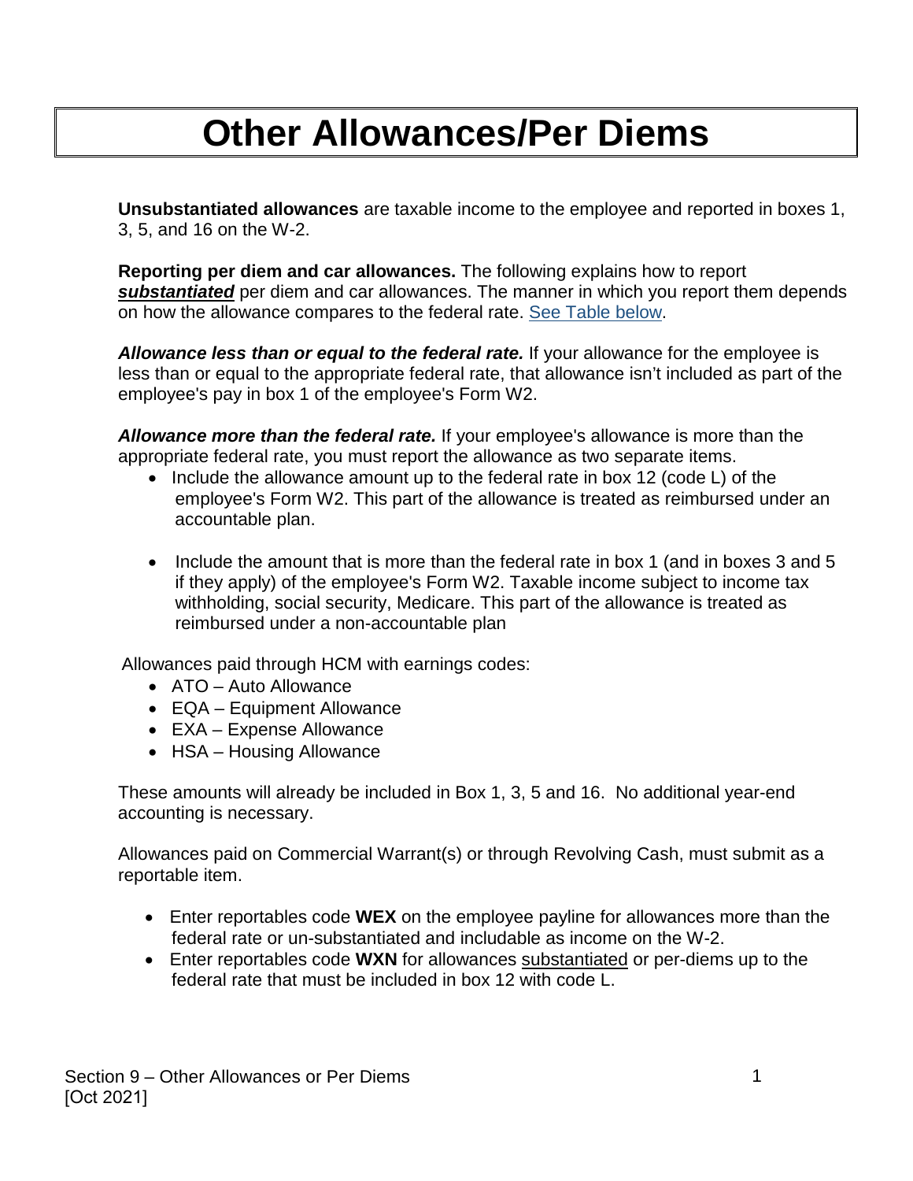# Other Allowances/Per Diems

**Unsubstantiated allowances** are taxable income to the employee and reported in boxes 1, 3, 5, and 16 on the W-2.

**Reporting per diem and car allowances.** The following explains how to report ***substantiated*** per diem and car allowances. The manner in which you report them depends on how the allowance compares to the federal rate. See Table below.

***Allowance less than or equal to the federal rate.*** If your allowance for the employee is less than or equal to the appropriate federal rate, that allowance isn't included as part of the employee's pay in box 1 of the employee's Form W2.

***Allowance more than the federal rate.*** If your employee's allowance is more than the appropriate federal rate, you must report the allowance as two separate items.

- Include the allowance amount up to the federal rate in box 12 (code L) of the employee's Form W2. This part of the allowance is treated as reimbursed under an accountable plan.
- Include the amount that is more than the federal rate in box 1 (and in boxes 3 and 5 if they apply) of the employee's Form W2. Taxable income subject to income tax withholding, social security, Medicare. This part of the allowance is treated as reimbursed under a non-accountable plan

Allowances paid through HCM with earnings codes:

- ATO – Auto Allowance
- EQA – Equipment Allowance
- EXA – Expense Allowance
- HSA – Housing Allowance

These amounts will already be included in Box 1, 3, 5 and 16. No additional year-end accounting is necessary.

Allowances paid on Commercial Warrant(s) or through Revolving Cash, must submit as a reportable item.

- Enter reportables code **WEX** on the employee payline for allowances more than the federal rate or un-substantiated and includable as income on the W-2.
- Enter reportables code **WXN** for allowances substantiated or per-diems up to the federal rate that must be included in box 12 with code L.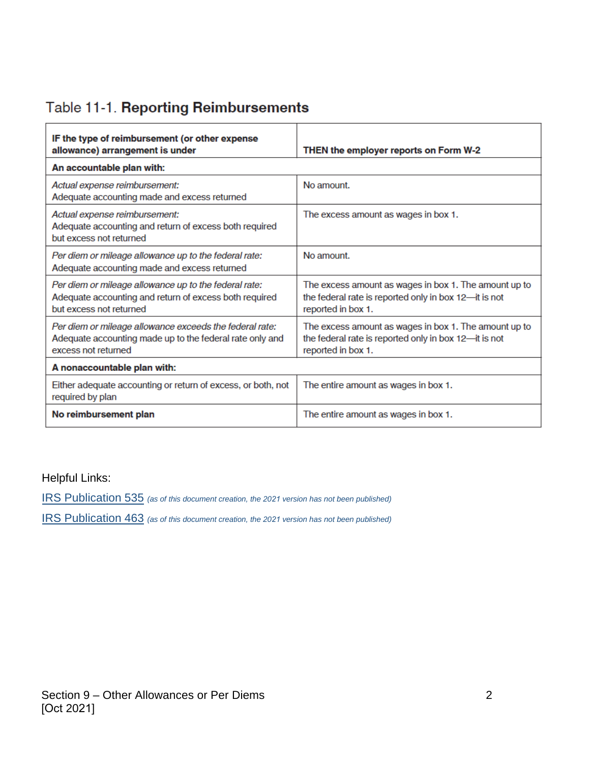## Table 11-1. **Reporting Reimbursements**

| **IF the type of reimbursement (or other expense allowance) arrangement is under** | **THEN the employer reports on Form W-2** |
|---|---|
| **An accountable plan with:** | |
| *Actual expense reimbursement:* Adequate accounting made and excess returned | No amount. |
| *Actual expense reimbursement:* Adequate accounting and return of excess both required but excess not returned | The excess amount as wages in box 1. |
| *Per diem or mileage allowance up to the federal rate:* Adequate accounting made and excess returned | No amount. |
| *Per diem or mileage allowance up to the federal rate:* Adequate accounting and return of excess both required but excess not returned | The excess amount as wages in box 1. The amount up to the federal rate is reported only in box 12—it is not reported in box 1. |
| *Per diem or mileage allowance exceeds the federal rate:* Adequate accounting made up to the federal rate only and excess not returned | The excess amount as wages in box 1. The amount up to the federal rate is reported only in box 12—it is not reported in box 1. |
| **A nonaccountable plan with:** | |
| Either adequate accounting or return of excess, or both, not required by plan | The entire amount as wages in box 1. |
| **No reimbursement plan** | The entire amount as wages in box 1. |

Helpful Links:

IRS Publication 535 *(as of this document creation, the 2021 version has not been published)*

IRS Publication 463 *(as of this document creation, the 2021 version has not been published)*